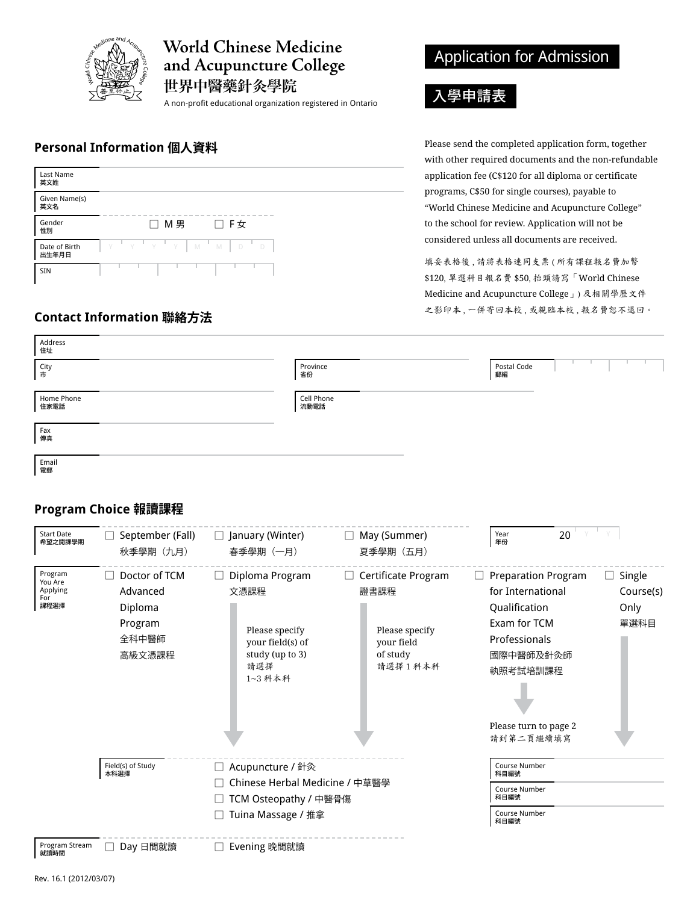# World Chinese Medicine and Acupuncture College
# 世界中醫藥針灸學院

A non-profit educational organization registered in Ontario

## Application for Admission
## 入學申請表

Please send the completed application form, together with other required documents and the non-refundable application fee (C$120 for all diploma or certificate programs, C$50 for single courses), payable to "World Chinese Medicine and Acupuncture College" to the school for review. Application will not be considered unless documents are received.

填妥表格後，請將表格連同支票 (所有課程報名費加幣 $120, 單選科目報名費 $50, 抬頭請寫「World Chinese Medicine and Acupuncture College」) 及相關學歷文件之影印本，一併寄回本校，或親臨本校，報名費恕不退回。

### Personal Information 個人資料

| | |
|---|---|
| Last Name 英文姓 | |
| Given Name(s) 英文名 | |
| Gender 性別 | ☐ M 男 ☐ F 女 |
| Date of Birth 出生年月日 | Y Y Y Y M M D D |
| SIN | |

### Contact Information 聯絡方法

| | | | | | |
|---|---|---|---|---|---|
| Address 住址 | | | | | |
| City 市 | | Province 省份 | | Postal Code 郵編 | |
| Home Phone 住家電話 | | Cell Phone 流動電話 | | | |
| Fax 傳真 | | | | | |
| Email 電郵 | | | | | |

### Program Choice 報讀課程

**Start Date 希望之開課學期**

☐ September (Fall) 秋季學期（九月） ☐ January (Winter) 春季學期（一月） ☐ May (Summer) 夏季學期（五月）

Year 年份: 20 Y Y

**Program You Are Applying For 課程選擇**

- ☐ Doctor of TCM Advanced Diploma Program 全科中醫師高級文憑課程
- ☐ Diploma Program 文憑課程 — Please specify your field(s) of study (up to 3) 請選擇 1~3 科本科
- ☐ Certificate Program 證書課程 — Please specify your field of study 請選擇 1 科本科
- ☐ Preparation Program for International Qualification Exam for TCM Professionals 國際中醫師及針灸師執照考試培訓課程 — Please turn to page 2 請到第二頁繼續填寫
- ☐ Single Course(s) Only 單選科目

**Field(s) of Study 本科選擇**

- ☐ Acupuncture / 針灸
- ☐ Chinese Herbal Medicine / 中草醫學
- ☐ TCM Osteopathy / 中醫骨傷
- ☐ Tuina Massage / 推拿

| | |
|---|---|
| Course Number 科目編號 | |
| Course Number 科目編號 | |
| Course Number 科目編號 | |

**Program Stream 就讀時間**

☐ Day 日間就讀 ☐ Evening 晚間就讀

Rev. 16.1 (2012/03/07)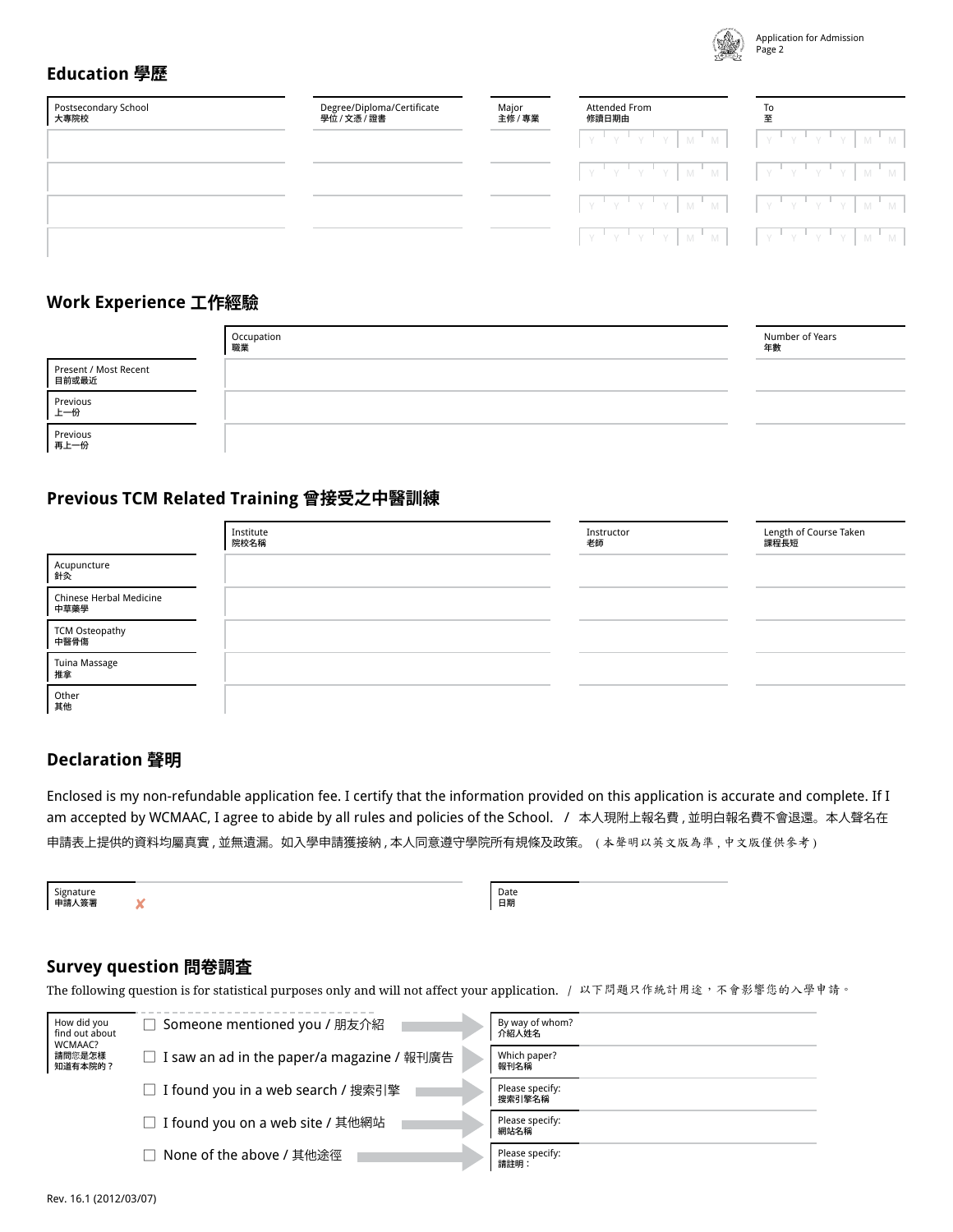## Education 學歷

| Postsecondary School 大專院校 | Degree/Diploma/Certificate 學位 / 文憑 / 證書 | Major 主修 / 專業 | Attended From 修讀日期由 | To 至 |
|---|---|---|---|---|
| | | | Y Y Y Y M M | Y Y Y Y M M |
| | | | Y Y Y Y M M | Y Y Y Y M M |
| | | | Y Y Y Y M M | Y Y Y Y M M |
| | | | Y Y Y Y M M | Y Y Y Y M M |

## Work Experience 工作經驗

| | Occupation 職業 | Number of Years 年數 |
|---|---|---|
| Present / Most Recent 目前或最近 | | |
| Previous 上一份 | | |
| Previous 再上一份 | | |

## Previous TCM Related Training 曾接受之中醫訓練

| | Institute 院校名稱 | Instructor 老師 | Length of Course Taken 課程長短 |
|---|---|---|---|
| Acupuncture 針灸 | | | |
| Chinese Herbal Medicine 中草藥學 | | | |
| TCM Osteopathy 中醫骨傷 | | | |
| Tuina Massage 推拿 | | | |
| Other 其他 | | | |

## Declaration 聲明

Enclosed is my non-refundable application fee. I certify that the information provided on this application is accurate and complete. If I am accepted by WCMAAC, I agree to abide by all rules and policies of the School. / 本人現附上報名費,並明白報名費不會退還。本人聲名在申請表上提供的資料均屬真實,並無遺漏。如入學申請獲接納,本人同意遵守學院所有規條及政策。(本聲明以英文版為準,中文版僅供參考)

| Signature 申請人簽署 ✘ | Date 日期 |
|---|---|
| | |

## Survey question 問卷調查

The following question is for statistical purposes only and will not affect your application. / 以下問題只作統計用途,不會影響您的入學申請。

How did you find out about WCMAAC? 請問您是怎樣知道有本院的?

| Option | Details |
|---|---|
| ☐ Someone mentioned you / 朋友介紹 | By way of whom? 介紹人姓名 |
| ☐ I saw an ad in the paper/a magazine / 報刊廣告 | Which paper? 報刊名稱 |
| ☐ I found you in a web search / 搜索引擎 | Please specify: 搜索引擎名稱 |
| ☐ I found you on a web site / 其他網站 | Please specify: 網站名稱 |
| ☐ None of the above / 其他途徑 | Please specify: 請註明: |

Rev. 16.1 (2012/03/07)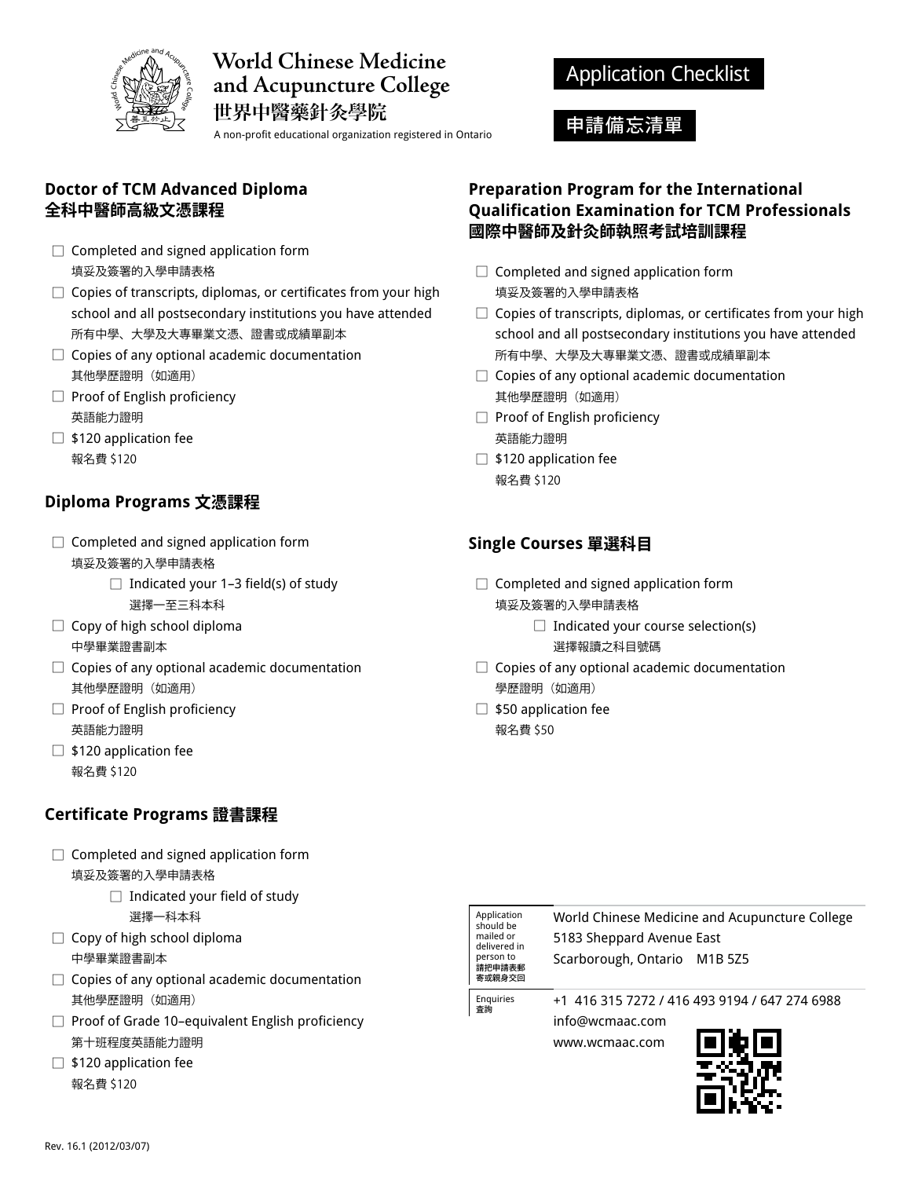# World Chinese Medicine and Acupuncture College
# 世界中醫藥針灸學院

A non-profit educational organization registered in Ontario

## Application Checklist

## 申請備忘清單

### Doctor of TCM Advanced Diploma 全科中醫師高級文憑課程

- ☐ Completed and signed application form
  填妥及簽署的入學申請表格
- ☐ Copies of transcripts, diplomas, or certificates from your high school and all postsecondary institutions you have attended
  所有中學、大學及大專畢業文憑、證書或成績單副本
- ☐ Copies of any optional academic documentation
  其他學歷證明（如適用）
- ☐ Proof of English proficiency
  英語能力證明
- ☐ $120 application fee
  報名費 $120

### Diploma Programs 文憑課程

- ☐ Completed and signed application form
  填妥及簽署的入學申請表格
  - ☐ Indicated your 1–3 field(s) of study
    選擇一至三科本科
- ☐ Copy of high school diploma
  中學畢業證書副本
- ☐ Copies of any optional academic documentation
  其他學歷證明（如適用）
- ☐ Proof of English proficiency
  英語能力證明
- ☐ $120 application fee
  報名費 $120

### Certificate Programs 證書課程

- ☐ Completed and signed application form
  填妥及簽署的入學申請表格
  - ☐ Indicated your field of study
    選擇一科本科
- ☐ Copy of high school diploma
  中學畢業證書副本
- ☐ Copies of any optional academic documentation
  其他學歷證明（如適用）
- ☐ Proof of Grade 10–equivalent English proficiency
  第十班程度英語能力證明
- ☐ $120 application fee
  報名費 $120

### Preparation Program for the International Qualification Examination for TCM Professionals 國際中醫師及針灸師執照考試培訓課程

- ☐ Completed and signed application form
  填妥及簽署的入學申請表格
- ☐ Copies of transcripts, diplomas, or certificates from your high school and all postsecondary institutions you have attended
  所有中學、大學及大專畢業文憑、證書或成績單副本
- ☐ Copies of any optional academic documentation
  其他學歷證明（如適用）
- ☐ Proof of English proficiency
  英語能力證明
- ☐ $120 application fee
  報名費 $120

### Single Courses 單選科目

- ☐ Completed and signed application form
  填妥及簽署的入學申請表格
  - ☐ Indicated your course selection(s)
    選擇報讀之科目號碼
- ☐ Copies of any optional academic documentation
  學歷證明（如適用）
- ☐ $50 application fee
  報名費 $50

| | |
|---|---|
| Application should be mailed or delivered in person to 請把申請表郵寄或親身交回 | World Chinese Medicine and Acupuncture College<br>5183 Sheppard Avenue East<br>Scarborough, Ontario M1B 5Z5 |
| Enquiries 查詢 | +1 416 315 7272 / 416 493 9194 / 647 274 6988<br>info@wcmaac.com<br>www.wcmaac.com |

Rev. 16.1 (2012/03/07)